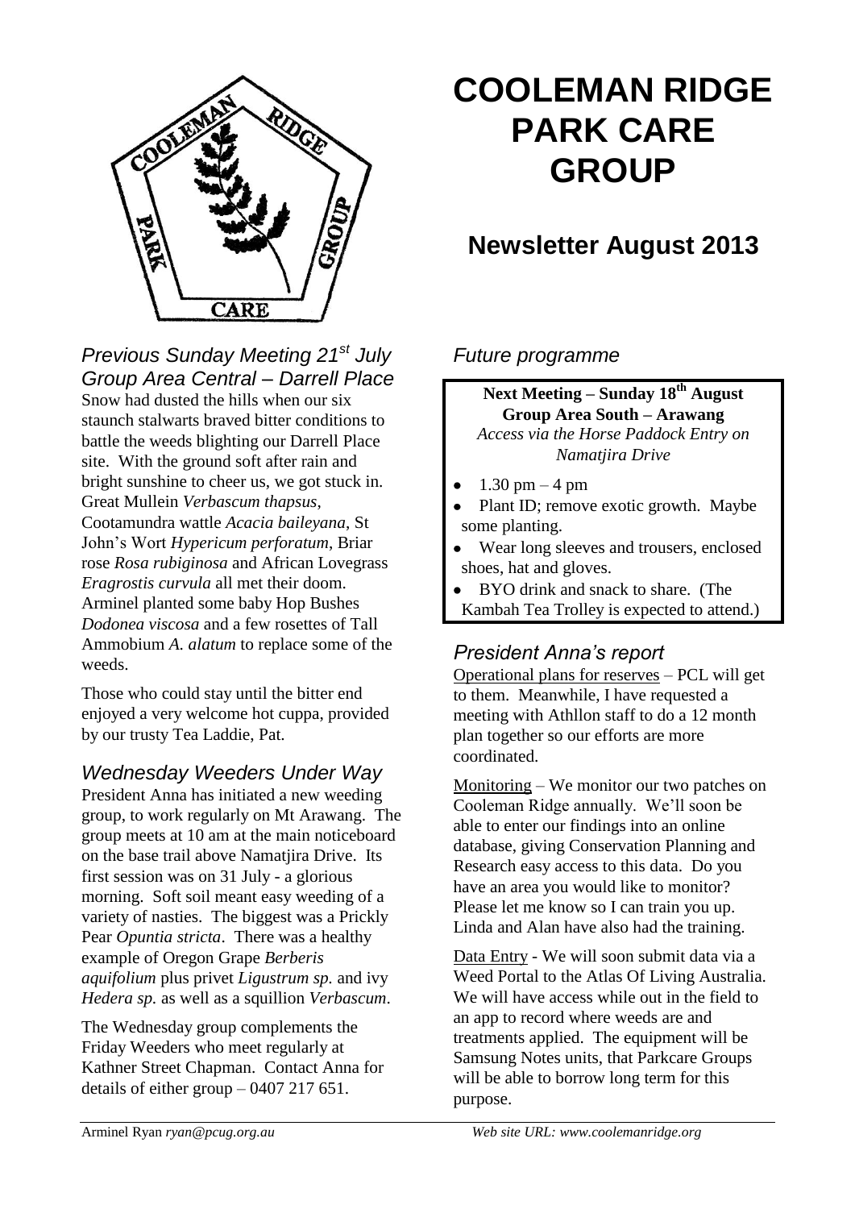# COOLEMAN RIDGE PARK CARE GROUP

## Newsletter August 2013

### *Previous Sunday Meeting 21st July Group Area Central – Darrell Place*

Snow had dusted the hills when our six staunch stalwarts braved bitter conditions to battle the weeds blighting our Darrell Place site. With the ground soft after rain and bright sunshine to cheer us, we got stuck in. Great Mullein *Verbascum thapsus*, Cootamundra wattle *Acacia baileyana*, St John's Wort *Hypericum perforatum*, Briar rose *Rosa rubiginosa* and African Lovegrass *Eragrostis curvula* all met their doom. Arminel planted some baby Hop Bushes *Dodonea viscosa* and a few rosettes of Tall Ammobium *A. alatum* to replace some of the weeds.

Those who could stay until the bitter end enjoyed a very welcome hot cuppa, provided by our trusty Tea Laddie, Pat.

### *Wednesday Weeders Under Way*

President Anna has initiated a new weeding group, to work regularly on Mt Arawang. The group meets at 10 am at the main noticeboard on the base trail above Namatjira Drive. Its first session was on 31 July - a glorious morning. Soft soil meant easy weeding of a variety of nasties. The biggest was a Prickly Pear *Opuntia stricta*. There was a healthy example of Oregon Grape *Berberis aquifolium* plus privet *Ligustrum sp.* and ivy *Hedera sp.* as well as a squillion *Verbascum*.

The Wednesday group complements the Friday Weeders who meet regularly at Kathner Street Chapman. Contact Anna for details of either group – 0407 217 651.

### *Future programme*

**Next Meeting – Sunday 18th August**
**Group Area South – Arawang**
*Access via the Horse Paddock Entry on Namatjira Drive*

- 1.30 pm – 4 pm
- Plant ID; remove exotic growth. Maybe some planting.
- Wear long sleeves and trousers, enclosed shoes, hat and gloves.
- BYO drink and snack to share. (The Kambah Tea Trolley is expected to attend.)

### *President Anna's report*

Operational plans for reserves – PCL will get to them. Meanwhile, I have requested a meeting with Athllon staff to do a 12 month plan together so our efforts are more coordinated.

Monitoring – We monitor our two patches on Cooleman Ridge annually. We'll soon be able to enter our findings into an online database, giving Conservation Planning and Research easy access to this data. Do you have an area you would like to monitor? Please let me know so I can train you up. Linda and Alan have also had the training.

Data Entry - We will soon submit data via a Weed Portal to the Atlas Of Living Australia. We will have access while out in the field to an app to record where weeds are and treatments applied. The equipment will be Samsung Notes units, that Parkcare Groups will be able to borrow long term for this purpose.

Arminel Ryan *ryan@pcug.org.au* *Web site URL: www.coolemanridge.org*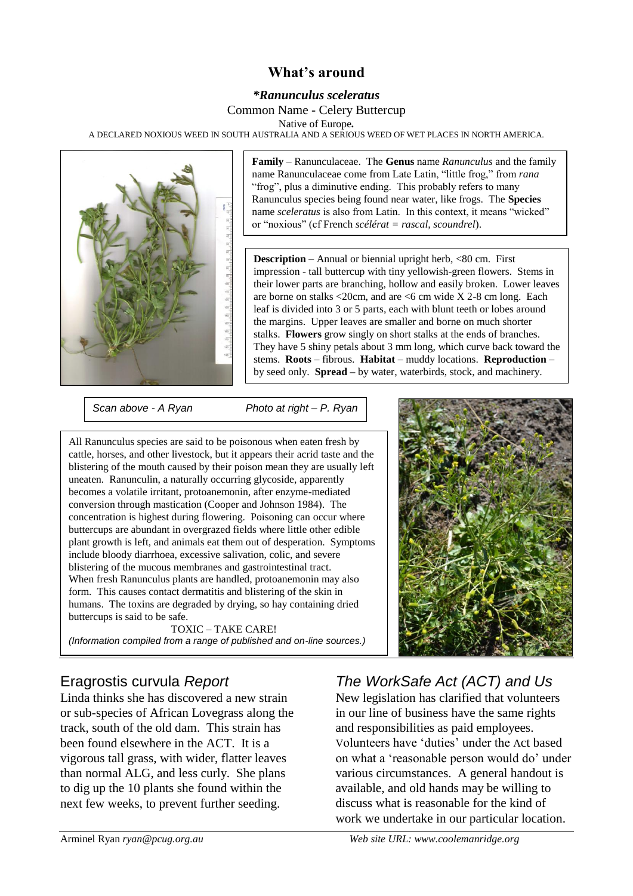# What's around

## *\*Ranunculus sceleratus*

Common Name - Celery Buttercup

Native of Europe**.**

A DECLARED NOXIOUS WEED IN SOUTH AUSTRALIA AND A SERIOUS WEED OF WET PLACES IN NORTH AMERICA.

**Family** – Ranunculaceae. The **Genus** name *Ranunculus* and the family name Ranunculaceae come from Late Latin, "little frog," from *rana* "frog", plus a diminutive ending. This probably refers to many Ranunculus species being found near water, like frogs. The **Species** name *sceleratus* is also from Latin. In this context, it means "wicked" or "noxious" (cf French *scélérat = rascal, scoundrel*).

**Description** – Annual or biennial upright herb, <80 cm. First impression - tall buttercup with tiny yellowish-green flowers. Stems in their lower parts are branching, hollow and easily broken. Lower leaves are borne on stalks <20cm, and are <6 cm wide X 2-8 cm long. Each leaf is divided into 3 or 5 parts, each with blunt teeth or lobes around the margins. Upper leaves are smaller and borne on much shorter stalks. **Flowers** grow singly on short stalks at the ends of branches. They have 5 shiny petals about 3 mm long, which curve back toward the stems. **Roots** – fibrous. **Habitat** – muddy locations. **Reproduction** – by seed only. **Spread –** by water, waterbirds, stock, and machinery.

*Scan above - A Ryan* *Photo at right – P. Ryan*

All Ranunculus species are said to be poisonous when eaten fresh by cattle, horses, and other livestock, but it appears their acrid taste and the blistering of the mouth caused by their poison mean they are usually left uneaten. Ranunculin, a naturally occurring glycoside, apparently becomes a volatile irritant, protoanemonin, after enzyme-mediated conversion through mastication (Cooper and Johnson 1984). The concentration is highest during flowering. Poisoning can occur where buttercups are abundant in overgrazed fields where little other edible plant growth is left, and animals eat them out of desperation. Symptoms include bloody diarrhoea, excessive salivation, colic, and severe blistering of the mucous membranes and gastrointestinal tract. When fresh Ranunculus plants are handled, protoanemonin may also form. This causes contact dermatitis and blistering of the skin in humans. The toxins are degraded by drying, so hay containing dried buttercups is said to be safe.

TOXIC – TAKE CARE!

*(Information compiled from a range of published and on-line sources.)*

## Eragrostis curvula *Report*

Linda thinks she has discovered a new strain or sub-species of African Lovegrass along the track, south of the old dam. This strain has been found elsewhere in the ACT. It is a vigorous tall grass, with wider, flatter leaves than normal ALG, and less curly. She plans to dig up the 10 plants she found within the next few weeks, to prevent further seeding.

## *The WorkSafe Act (ACT) and Us*

New legislation has clarified that volunteers in our line of business have the same rights and responsibilities as paid employees. Volunteers have 'duties' under the Act based on what a 'reasonable person would do' under various circumstances. A general handout is available, and old hands may be willing to discuss what is reasonable for the kind of work we undertake in our particular location.

Arminel Ryan *ryan@pcug.org.au* *Web site URL: www.coolemanridge.org*